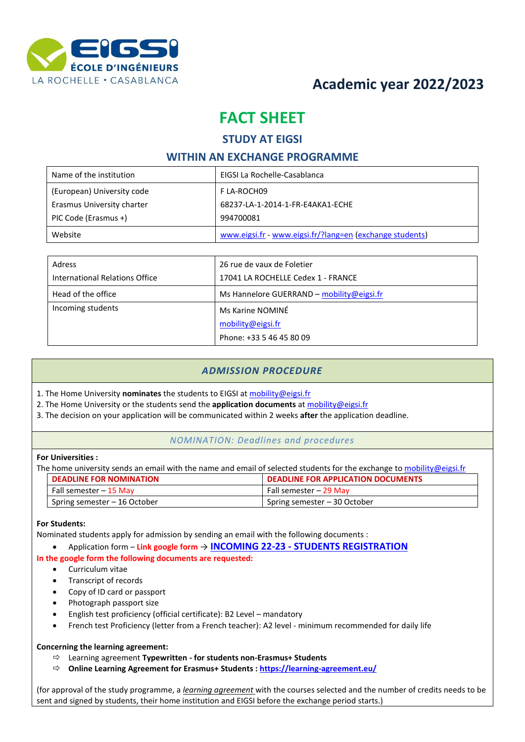EIGSI ÉCOLE D'INGÉNIEURS LA ROCHELLE • CASABLANCA

# Academic year 2022/2023

# FACT SHEET

## STUDY AT EIGSI

## WITHIN AN EXCHANGE PROGRAMME

| Name of the institution | EIGSI La Rochelle-Casablanca |
|---|---|
| (European) University code<br>Erasmus University charter<br>PIC Code (Erasmus +) | F LA-ROCH09<br>68237-LA-1-2014-1-FR-E4AKA1-ECHE<br>994700081 |
| Website | www.eigsi.fr - www.eigsi.fr/?lang=en (exchange students) |

| Adress<br>International Relations Office | 26 rue de vaux de Foletier<br>17041 LA ROCHELLE Cedex 1 - FRANCE |
|---|---|
| Head of the office | Ms Hannelore GUERRAND – mobility@eigsi.fr |
| Incoming students | Ms Karine NOMINÉ<br>mobility@eigsi.fr<br>Phone: +33 5 46 45 80 09 |

## *ADMISSION PROCEDURE*

1. The Home University **nominates** the students to EIGSI at mobility@eigsi.fr
2. The Home University or the students send the **application documents** at mobility@eigsi.fr
3. The decision on your application will be communicated within 2 weeks **after** the application deadline.

### *NOMINATION: Deadlines and procedures*

**For Universities :**

The home university sends an email with the name and email of selected students for the exchange to mobility@eigsi.fr

| DEADLINE FOR NOMINATION | DEADLINE FOR APPLICATION DOCUMENTS |
|---|---|
| Fall semester – 15 May | Fall semester – 29 May |
| Spring semester – 16 October | Spring semester – 30 October |

**For Students:**

Nominated students apply for admission by sending an email with the following documents :

- Application form – **Link google form** → **INCOMING 22-23 - STUDENTS REGISTRATION**

**In the google form the following documents are requested:**

- Curriculum vitae
- Transcript of records
- Copy of ID card or passport
- Photograph passport size
- English test proficiency (official certificate): B2 Level – mandatory
- French test Proficiency (letter from a French teacher): A2 level - minimum recommended for daily life

**Concerning the learning agreement:**

- ⇨ Learning agreement **Typewritten - for students non-Erasmus+ Students**
- ⇨ **Online Learning Agreement for Erasmus+ Students : https://learning-agreement.eu/**

(for approval of the study programme, a *learning agreement* with the courses selected and the number of credits needs to be sent and signed by students, their home institution and EIGSI before the exchange period starts.)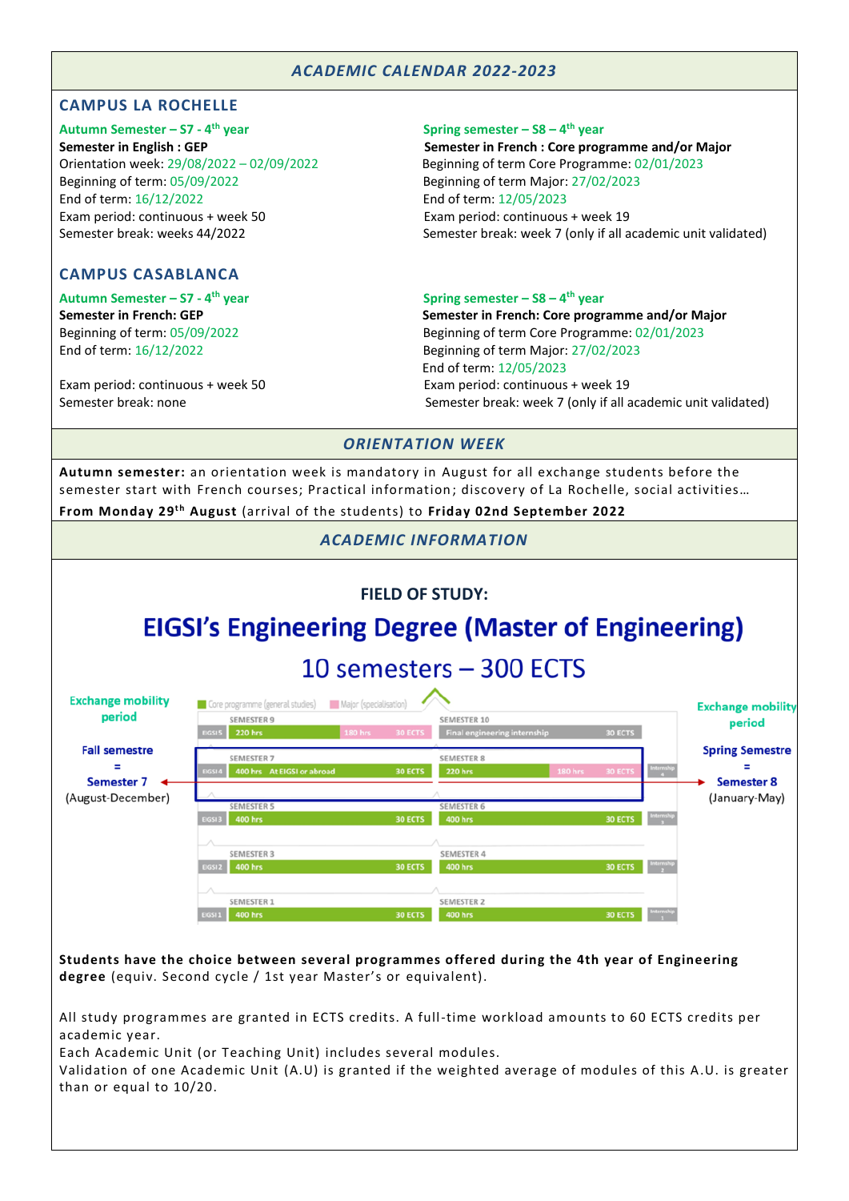## ACADEMIC CALENDAR 2022-2023

### CAMPUS LA ROCHELLE

**Autumn Semester – S7 - 4th year**
**Semester in English : GEP**
Orientation week: 29/08/2022 – 02/09/2022
Beginning of term: 05/09/2022
End of term: 16/12/2022
Exam period: continuous + week 50
Semester break: weeks 44/2022

**Spring semester – S8 – 4th year**
**Semester in French : Core programme and/or Major**
Beginning of term Core Programme: 02/01/2023
Beginning of term Major: 27/02/2023
End of term: 12/05/2023
Exam period: continuous + week 19
Semester break: week 7 (only if all academic unit validated)

### CAMPUS CASABLANCA

**Autumn Semester – S7 - 4th year**
**Semester in French: GEP**
Beginning of term: 05/09/2022
End of term: 16/12/2022

Exam period: continuous + week 50
Semester break: none

**Spring semester – S8 – 4th year**
**Semester in French: Core programme and/or Major**
Beginning of term Core Programme: 02/01/2023
Beginning of term Major: 27/02/2023
End of term: 12/05/2023
Exam period: continuous + week 19
Semester break: week 7 (only if all academic unit validated)

## ORIENTATION WEEK

**Autumn semester:** an orientation week is mandatory in August for all exchange students before the semester start with French courses; Practical information; discovery of La Rochelle, social activities…
**From Monday 29th August** (arrival of the students) to **Friday 02nd September 2022**

## ACADEMIC INFORMATION

FIELD OF STUDY:

**EIGSI's Engineering Degree (Master of Engineering)**

10 semesters – 300 ECTS

Core programme (general studies) | Major (specialisation)

| | Semester | Hours | ECTS | Semester | Hours | ECTS | |
|---|---|---|---|---|---|---|---|
| EIGSI 5 | SEMESTER 9 | 220 hrs / 180 hrs | 30 ECTS | SEMESTER 10 | Final engineering internship | 30 ECTS | |
| EIGSI 4 | SEMESTER 7 | 400 hrs At EIGSI or abroad | 30 ECTS | SEMESTER 8 | 220 hrs / 180 hrs | 30 ECTS | Internship 4 |
| EIGSI 3 | SEMESTER 5 | 400 hrs | 30 ECTS | SEMESTER 6 | 400 hrs | 30 ECTS | Internship 3 |
| EIGSI 2 | SEMESTER 3 | 400 hrs | 30 ECTS | SEMESTER 4 | 400 hrs | 30 ECTS | Internship 2 |
| EIGSI 1 | SEMESTER 1 | 400 hrs | 30 ECTS | SEMESTER 2 | 400 hrs | 30 ECTS | Internship 1 |

Exchange mobility period: Fall semestre = Semester 7 (August-December)

Exchange mobility period: Spring Semestre = Semester 8 (January-May)

**Students have the choice between several programmes offered during the 4th year of Engineering degree** (equiv. Second cycle / 1st year Master's or equivalent).

All study programmes are granted in ECTS credits. A full-time workload amounts to 60 ECTS credits per academic year.
Each Academic Unit (or Teaching Unit) includes several modules.
Validation of one Academic Unit (A.U) is granted if the weighted average of modules of this A.U. is greater than or equal to 10/20.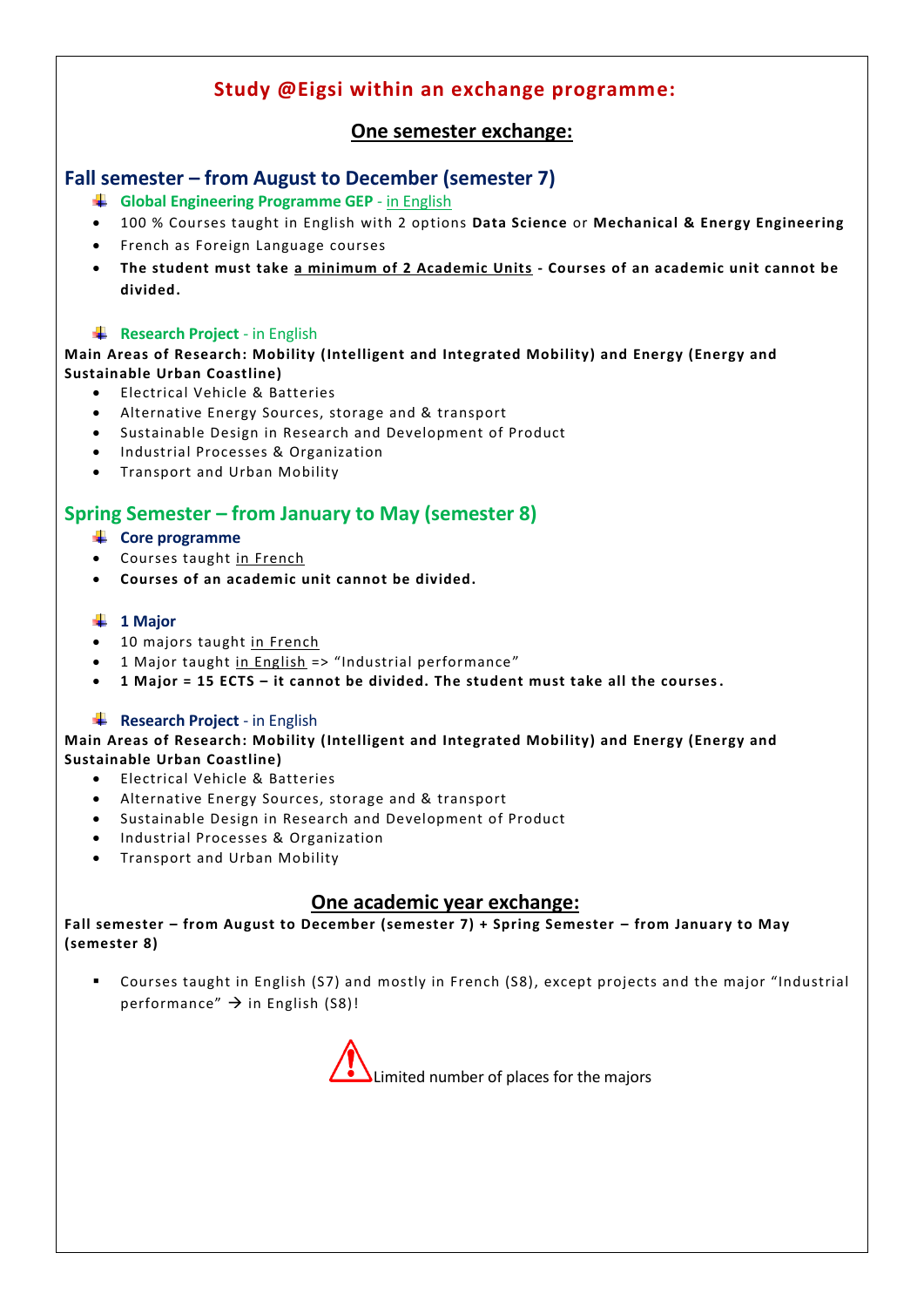## Study @Eigsi within an exchange programme:

### One semester exchange:

### Fall semester – from August to December (semester 7)

- **Global Engineering Programme GEP** - in English
- 100 % Courses taught in English with 2 options **Data Science** or **Mechanical & Energy Engineering**
- French as Foreign Language courses
- **The student must take a minimum of 2 Academic Units - Courses of an academic unit cannot be divided.**

- **Research Project** - in English

**Main Areas of Research: Mobility (Intelligent and Integrated Mobility) and Energy (Energy and Sustainable Urban Coastline)**

- Electrical Vehicle & Batteries
- Alternative Energy Sources, storage and & transport
- Sustainable Design in Research and Development of Product
- Industrial Processes & Organization
- Transport and Urban Mobility

### Spring Semester – from January to May (semester 8)

- **Core programme**
- Courses taught in French
- **Courses of an academic unit cannot be divided.**

- **1 Major**
- 10 majors taught in French
- 1 Major taught in English => "Industrial performance"
- **1 Major = 15 ECTS – it cannot be divided. The student must take all the courses.**

- **Research Project** - in English

**Main Areas of Research: Mobility (Intelligent and Integrated Mobility) and Energy (Energy and Sustainable Urban Coastline)**

- Electrical Vehicle & Batteries
- Alternative Energy Sources, storage and & transport
- Sustainable Design in Research and Development of Product
- Industrial Processes & Organization
- Transport and Urban Mobility

### One academic year exchange:

**Fall semester – from August to December (semester 7) + Spring Semester – from January to May (semester 8)**

- Courses taught in English (S7) and mostly in French (S8), except projects and the major "Industrial performance" → in English (S8)!

⚠ Limited number of places for the majors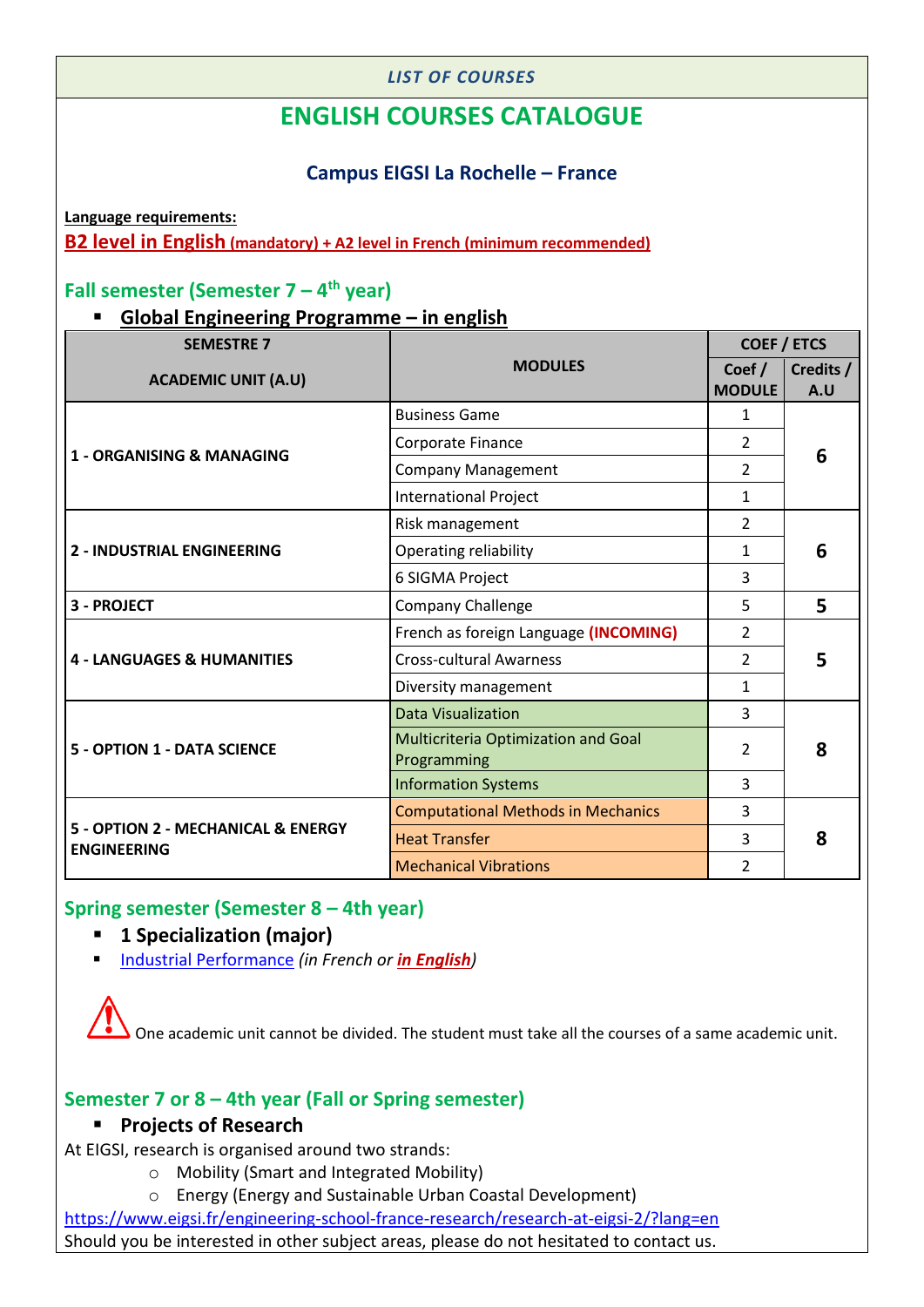*LIST OF COURSES*

# ENGLISH COURSES CATALOGUE

### Campus EIGSI La Rochelle – France

**Language requirements:**

**B2 level in English (mandatory) + A2 level in French (minimum recommended)**

## Fall semester (Semester 7 – 4th year)

- **Global Engineering Programme – in english**

| SEMESTRE 7 ACADEMIC UNIT (A.U) | MODULES | COEF / ETCS | |
|---|---|---|---|
| | | Coef / MODULE | Credits / A.U |
| 1 - ORGANISING & MANAGING | Business Game | 1 | 6 |
| | Corporate Finance | 2 | |
| | Company Management | 2 | |
| | International Project | 1 | |
| 2 - INDUSTRIAL ENGINEERING | Risk management | 2 | 6 |
| | Operating reliability | 1 | |
| | 6 SIGMA Project | 3 | |
| 3 - PROJECT | Company Challenge | 5 | 5 |
| 4 - LANGUAGES & HUMANITIES | French as foreign Language **(INCOMING)** | 2 | 5 |
| | Cross-cultural Awarness | 2 | |
| | Diversity management | 1 | |
| 5 - OPTION 1 - DATA SCIENCE | Data Visualization | 3 | 8 |
| | Multicriteria Optimization and Goal Programming | 2 | |
| | Information Systems | 3 | |
| 5 - OPTION 2 - MECHANICAL & ENERGY ENGINEERING | Computational Methods in Mechanics | 3 | 8 |
| | Heat Transfer | 3 | |
| | Mechanical Vibrations | 2 | |

## Spring semester (Semester 8 – 4th year)

- **1 Specialization (major)**
- Industrial Performance *(in French or **in English**)*

⚠ One academic unit cannot be divided. The student must take all the courses of a same academic unit.

## Semester 7 or 8 – 4th year (Fall or Spring semester)

- **Projects of Research**

At EIGSI, research is organised around two strands:

- Mobility (Smart and Integrated Mobility)
- Energy (Energy and Sustainable Urban Coastal Development)

https://www.eigsi.fr/engineering-school-france-research/research-at-eigsi-2/?lang=en

Should you be interested in other subject areas, please do not hesitated to contact us.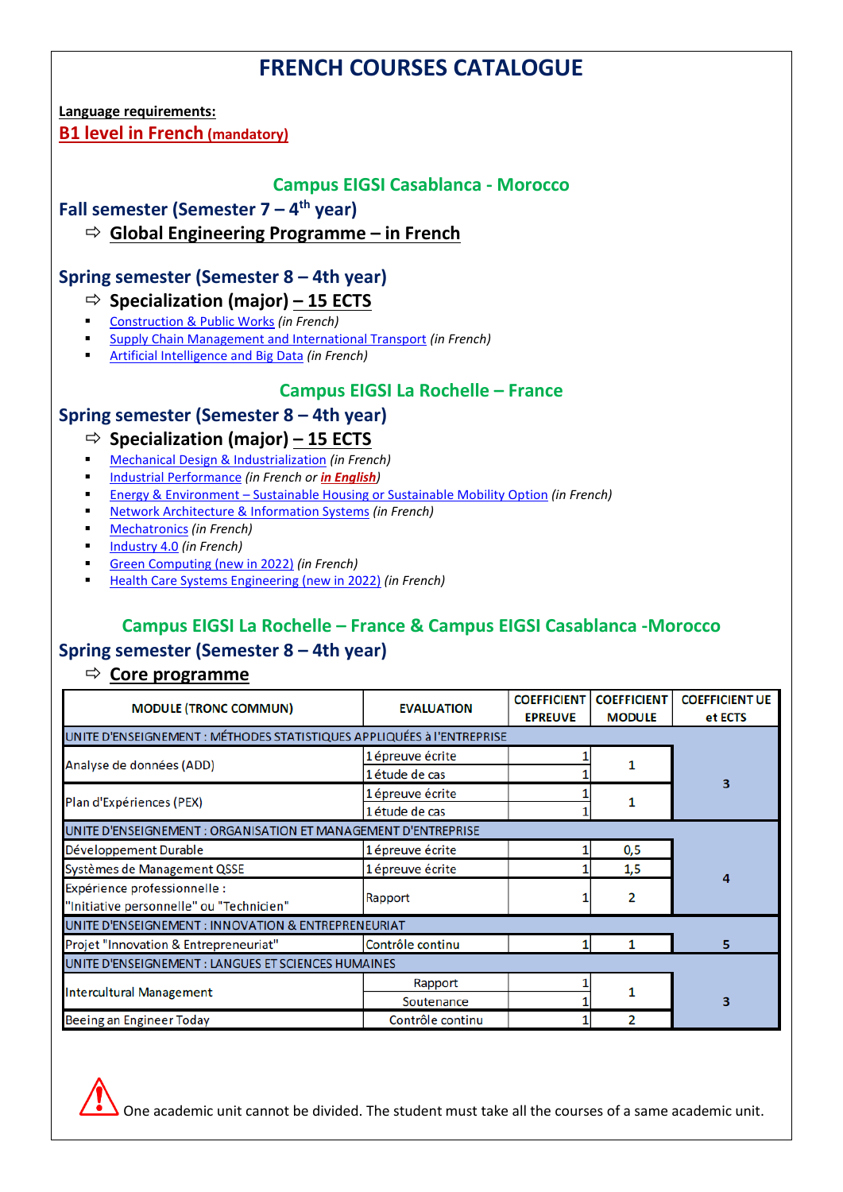# FRENCH COURSES CATALOGUE

**Language requirements:**

**B1 level in French (mandatory)**

## Campus EIGSI Casablanca - Morocco

### Fall semester (Semester 7 – 4th year)

⇨ **Global Engineering Programme – in French**

### Spring semester (Semester 8 – 4th year)

⇨ **Specialization (major) – 15 ECTS**

- Construction & Public Works *(in French)*
- Supply Chain Management and International Transport *(in French)*
- Artificial Intelligence and Big Data *(in French)*

## Campus EIGSI La Rochelle – France

### Spring semester (Semester 8 – 4th year)

⇨ **Specialization (major) – 15 ECTS**

- Mechanical Design & Industrialization *(in French)*
- Industrial Performance *(in French or **in English**)*
- Energy & Environment – Sustainable Housing or Sustainable Mobility Option *(in French)*
- Network Architecture & Information Systems *(in French)*
- Mechatronics *(in French)*
- Industry 4.0 *(in French)*
- Green Computing (new in 2022) *(in French)*
- Health Care Systems Engineering (new in 2022) *(in French)*

## Campus EIGSI La Rochelle – France & Campus EIGSI Casablanca -Morocco

### Spring semester (Semester 8 – 4th year)

⇨ **Core programme**

| MODULE (TRONC COMMUN) | EVALUATION | COEFFICIENT EPREUVE | COEFFICIENT MODULE | COEFFICIENT UE et ECTS |
|---|---|---|---|---|
| UNITE D'ENSEIGNEMENT : MÉTHODES STATISTIQUES APPLIQUÉES à l'ENTREPRISE | | | | 3 |
| Analyse de données (ADD) | 1 épreuve écrite | 1 | 1 | |
| | 1 étude de cas | 1 | | |
| Plan d'Expériences (PEX) | 1 épreuve écrite | 1 | 1 | |
| | 1 étude de cas | 1 | | |
| UNITE D'ENSEIGNEMENT : ORGANISATION ET MANAGEMENT D'ENTREPRISE | | | | 4 |
| Développement Durable | 1 épreuve écrite | 1 | 0,5 | |
| Systèmes de Management QSSE | 1 épreuve écrite | 1 | 1,5 | |
| Expérience professionnelle : "Initiative personnelle" ou "Technicien" | Rapport | 1 | 2 | |
| UNITE D'ENSEIGNEMENT : INNOVATION & ENTREPRENEURIAT | | | | |
| Projet "Innovation & Entrepreneuriat" | Contrôle continu | 1 | 1 | 5 |
| UNITE D'ENSEIGNEMENT : LANGUES ET SCIENCES HUMAINES | | | | 3 |
| Intercultural Management | Rapport | 1 | 1 | |
| | Soutenance | 1 | | |
| Beeing an Engineer Today | Contrôle continu | 1 | 2 | |

⚠ One academic unit cannot be divided. The student must take all the courses of a same academic unit.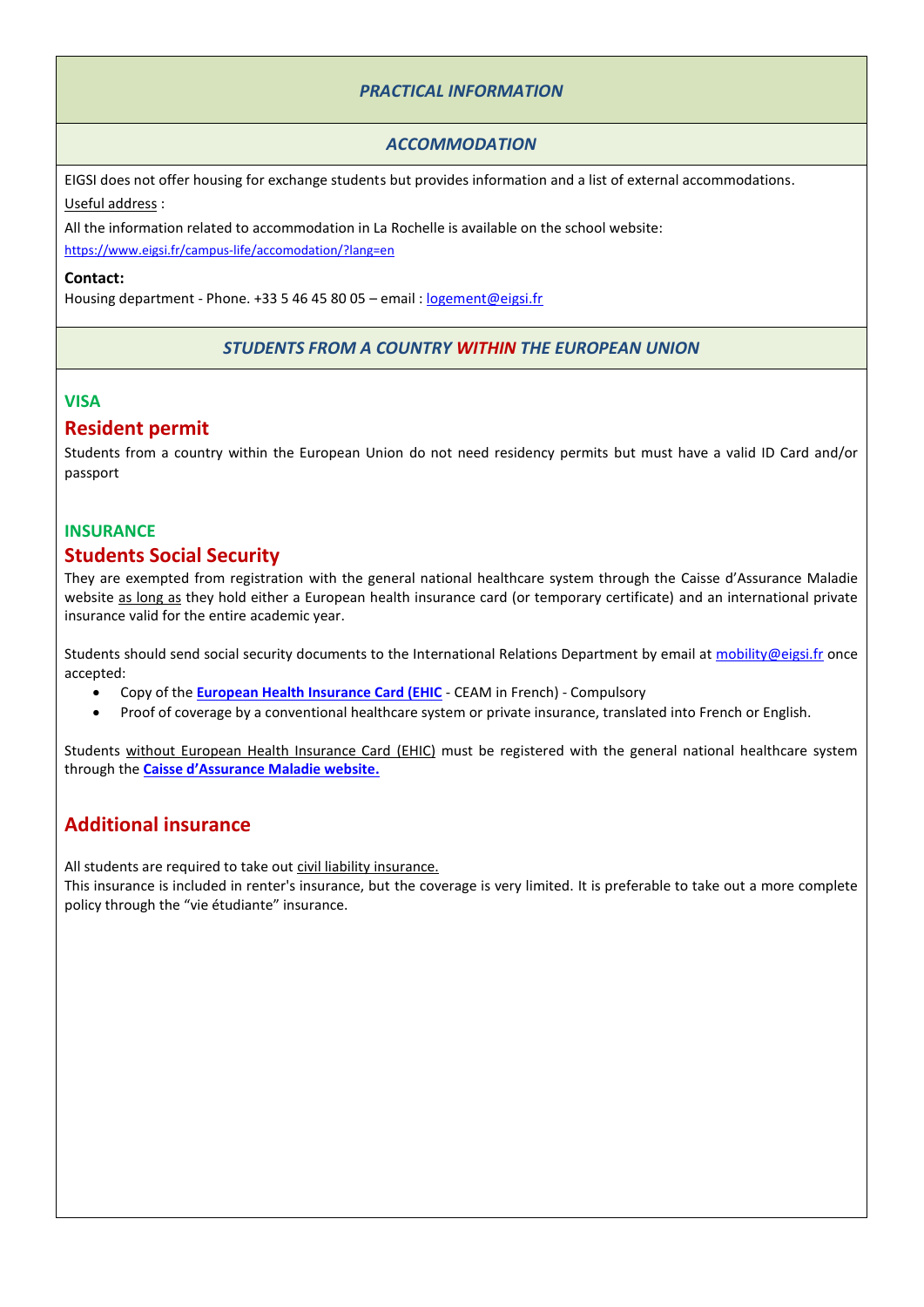## *PRACTICAL INFORMATION*

### *ACCOMMODATION*

EIGSI does not offer housing for exchange students but provides information and a list of external accommodations.

Useful address :

All the information related to accommodation in La Rochelle is available on the school website:
https://www.eigsi.fr/campus-life/accomodation/?lang=en

**Contact:**
Housing department - Phone. +33 5 46 45 80 05 – email : logement@eigsi.fr

### *STUDENTS FROM A COUNTRY WITHIN THE EUROPEAN UNION*

**VISA**

#### Resident permit

Students from a country within the European Union do not need residency permits but must have a valid ID Card and/or passport

**INSURANCE**

#### Students Social Security

They are exempted from registration with the general national healthcare system through the Caisse d'Assurance Maladie website as long as they hold either a European health insurance card (or temporary certificate) and an international private insurance valid for the entire academic year.

Students should send social security documents to the International Relations Department by email at mobility@eigsi.fr once accepted:

- Copy of the **European Health Insurance Card (EHIC** - CEAM in French) - Compulsory
- Proof of coverage by a conventional healthcare system or private insurance, translated into French or English.

Students without European Health Insurance Card (EHIC) must be registered with the general national healthcare system through the **Caisse d'Assurance Maladie website.**

#### Additional insurance

All students are required to take out civil liability insurance.
This insurance is included in renter's insurance, but the coverage is very limited. It is preferable to take out a more complete policy through the "vie étudiante" insurance.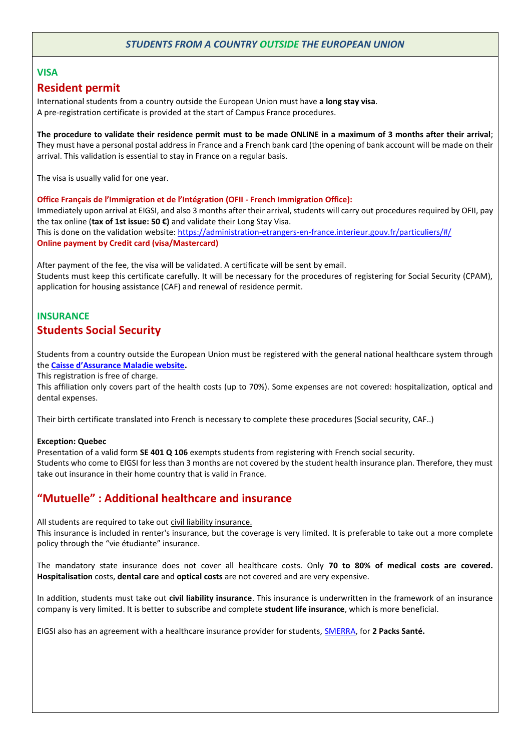## *STUDENTS FROM A COUNTRY OUTSIDE THE EUROPEAN UNION*

### VISA

## Resident permit

International students from a country outside the European Union must have **a long stay visa**.
A pre-registration certificate is provided at the start of Campus France procedures.

**The procedure to validate their residence permit must to be made ONLINE in a maximum of 3 months after their arrival**; They must have a personal postal address in France and a French bank card (the opening of bank account will be made on their arrival. This validation is essential to stay in France on a regular basis.

The visa is usually valid for one year.

**Office Français de l'Immigration et de l'Intégration (OFII - French Immigration Office):**
Immediately upon arrival at EIGSI, and also 3 months after their arrival, students will carry out procedures required by OFII, pay the tax online (**tax of 1st issue: 50 €**) and validate their Long Stay Visa.
This is done on the validation website: [https://administration-etrangers-en-france.interieur.gouv.fr/particuliers/#/](https://administration-etrangers-en-france.interieur.gouv.fr/particuliers/#/)
**Online payment by Credit card (visa/Mastercard)**

After payment of the fee, the visa will be validated. A certificate will be sent by email.
Students must keep this certificate carefully. It will be necessary for the procedures of registering for Social Security (CPAM), application for housing assistance (CAF) and renewal of residence permit.

### INSURANCE

## Students Social Security

Students from a country outside the European Union must be registered with the general national healthcare system through the **Caisse d'Assurance Maladie website.**
This registration is free of charge.
This affiliation only covers part of the health costs (up to 70%). Some expenses are not covered: hospitalization, optical and dental expenses.

Their birth certificate translated into French is necessary to complete these procedures (Social security, CAF..)

**Exception: Quebec**
Presentation of a valid form **SE 401 Q 106** exempts students from registering with French social security.
Students who come to EIGSI for less than 3 months are not covered by the student health insurance plan. Therefore, they must take out insurance in their home country that is valid in France.

## "Mutuelle" : Additional healthcare and insurance

All students are required to take out civil liability insurance.
This insurance is included in renter's insurance, but the coverage is very limited. It is preferable to take out a more complete policy through the "vie étudiante" insurance.

The mandatory state insurance does not cover all healthcare costs. Only **70 to 80% of medical costs are covered. Hospitalisation** costs, **dental care** and **optical costs** are not covered and are very expensive.

In addition, students must take out **civil liability insurance**. This insurance is underwritten in the framework of an insurance company is very limited. It is better to subscribe and complete **student life insurance**, which is more beneficial.

EIGSI also has an agreement with a healthcare insurance provider for students, SMERRA, for **2 Packs Santé.**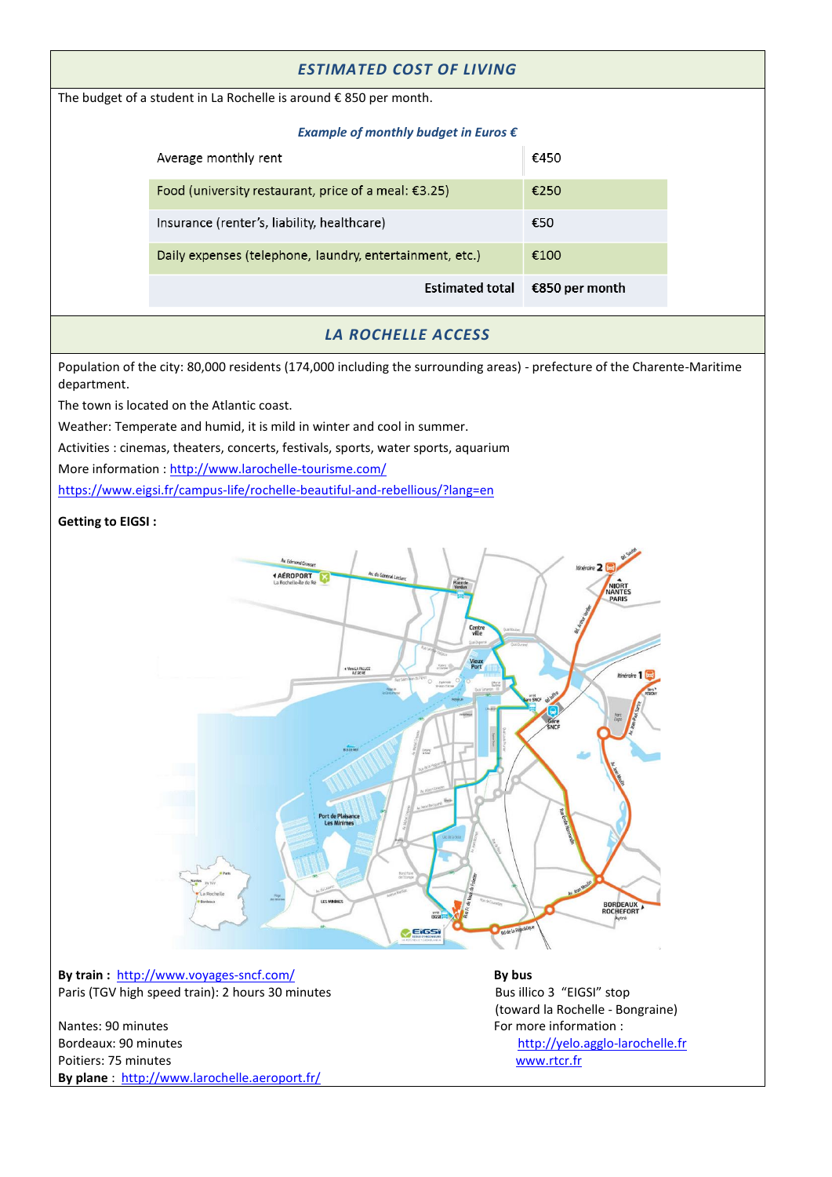## ESTIMATED COST OF LIVING

The budget of a student in La Rochelle is around € 850 per month.

***Example of monthly budget in Euros €***

| | |
|---|---|
| Average monthly rent | €450 |
| Food (university restaurant, price of a meal: €3.25) | €250 |
| Insurance (renter's, liability, healthcare) | €50 |
| Daily expenses (telephone, laundry, entertainment, etc.) | €100 |
| **Estimated total** | **€850 per month** |

## LA ROCHELLE ACCESS

Population of the city: 80,000 residents (174,000 including the surrounding areas) - prefecture of the Charente-Maritime department.

The town is located on the Atlantic coast.

Weather: Temperate and humid, it is mild in winter and cool in summer.

Activities : cinemas, theaters, concerts, festivals, sports, water sports, aquarium

More information : http://www.larochelle-tourisme.com/

https://www.eigsi.fr/campus-life/rochelle-beautiful-and-rebellious/?lang=en

**Getting to EIGSI :**

AÉROPORT La Rochelle-île de Ré
Centre ville
Vieux Port
Gare SNCF
Port de Plaisance Les Minimes
LES MINIMES
Itinéraire 2
NIORT NANTES PARIS
Itinéraire 1
BORDEAUX ROCHEFORT
EIGSI

**By train :** http://www.voyages-sncf.com/
Paris (TGV high speed train): 2 hours 30 minutes

Nantes: 90 minutes
Bordeaux: 90 minutes
Poitiers: 75 minutes

**By plane** : http://www.larochelle.aeroport.fr/

**By bus**
Bus illico 3 "EIGSI" stop
(toward la Rochelle - Bongraine)
For more information :
http://yelo.agglo-larochelle.fr
www.rtcr.fr